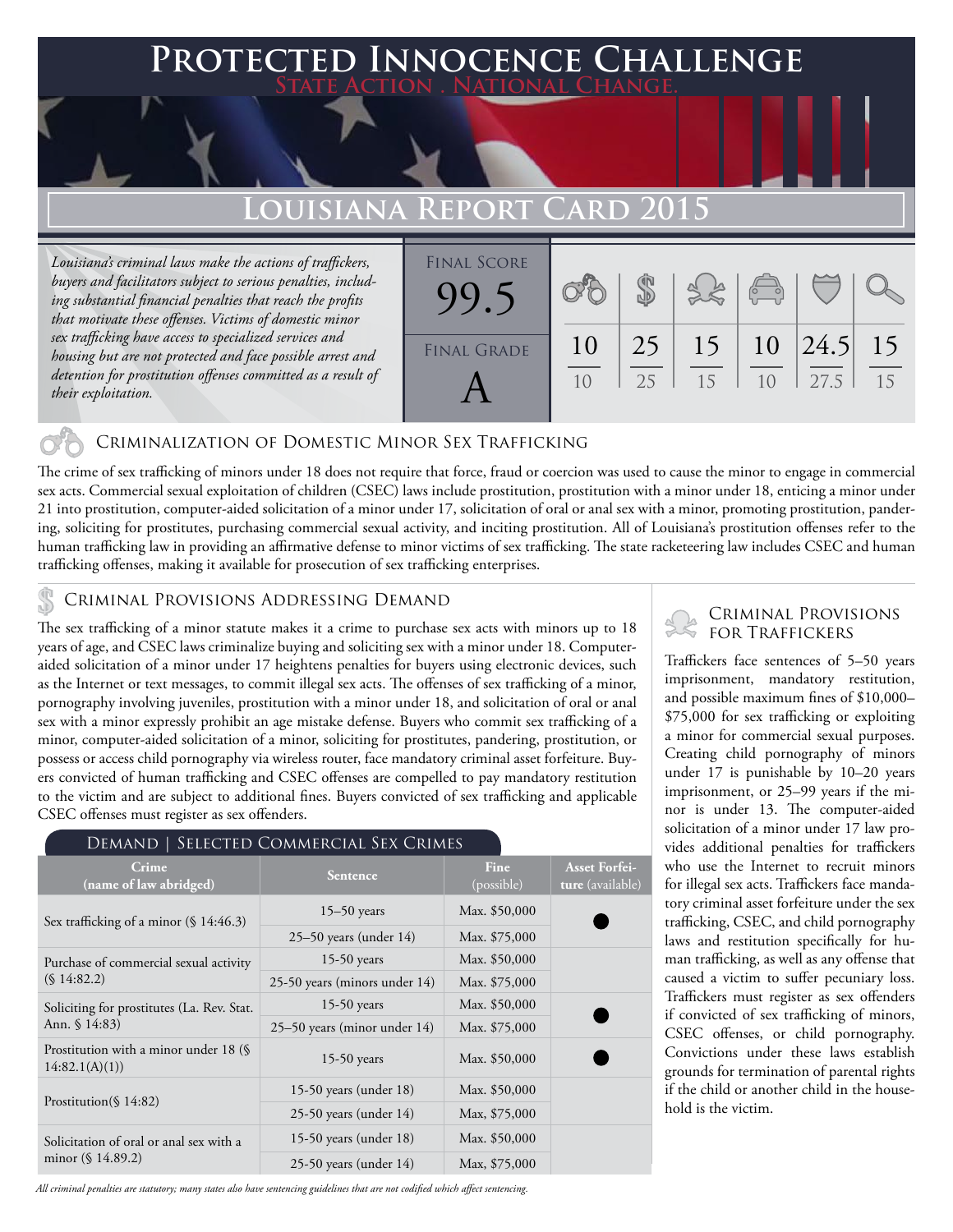# Protected Innocence Challenge

**State Action . National Change.**

## Louisiana Report Card 2015

*Louisiana's criminal laws make the actions of traffickers, buyers and facilitators subject to serious penalties, including substantial financial penalties that reach the profits that motivate these offenses. Victims of domestic minor sex trafficking have access to specialized services and housing but are not protected and face possible arrest and detention for prostitution offenses committed as a result of their exploitation.*

**Final Score:** 99.5

**Final Grade:** A

| Criminalization of Domestic Minor Sex Trafficking | Criminal Provisions Addressing Demand | Criminal Provisions for Traffickers | Criminal Provisions for Facilitators | Protective Provisions for the Child Victims | Criminal Justice Tools for Investigation and Prosecution |
|---|---|---|---|---|---|
| 10/10 | 25/25 | 15/15 | 10/10 | 24.5/27.5 | 15/15 |

### Criminalization of Domestic Minor Sex Trafficking

The crime of sex trafficking of minors under 18 does not require that force, fraud or coercion was used to cause the minor to engage in commercial sex acts. Commercial sexual exploitation of children (CSEC) laws include prostitution, prostitution with a minor under 18, enticing a minor under 21 into prostitution, computer-aided solicitation of a minor under 17, solicitation of oral or anal sex with a minor, promoting prostitution, pandering, soliciting for prostitutes, purchasing commercial sexual activity, and inciting prostitution. All of Louisiana's prostitution offenses refer to the human trafficking law in providing an affirmative defense to minor victims of sex trafficking. The state racketeering law includes CSEC and human trafficking offenses, making it available for prosecution of sex trafficking enterprises.

### Criminal Provisions Addressing Demand

The sex trafficking of a minor statute makes it a crime to purchase sex acts with minors up to 18 years of age, and CSEC laws criminalize buying and soliciting sex with a minor under 18. Computer-aided solicitation of a minor under 17 heightens penalties for buyers using electronic devices, such as the Internet or text messages, to commit illegal sex acts. The offenses of sex trafficking of a minor, pornography involving juveniles, prostitution with a minor under 18, and solicitation of oral or anal sex with a minor expressly prohibit an age mistake defense. Buyers who commit sex trafficking of a minor, computer-aided solicitation of a minor, soliciting for prostitutes, pandering, prostitution, or possess or access child pornography via wireless router, face mandatory criminal asset forfeiture. Buyers convicted of human trafficking and CSEC offenses are compelled to pay mandatory restitution to the victim and are subject to additional fines. Buyers convicted of sex trafficking and applicable CSEC offenses must register as sex offenders.

#### Demand | Selected Commercial Sex Crimes

| Crime (name of law abridged) | Sentence | Fine (possible) | Asset Forfeiture (available) |
|---|---|---|---|
| Sex trafficking of a minor (§ 14:46.3) | 15–50 years | Max. $50,000 | ● |
| | 25–50 years (under 14) | Max. $75,000 | |
| Purchase of commercial sexual activity (§ 14:82.2) | 15-50 years | Max. $50,000 | |
| | 25-50 years (minors under 14) | Max. $75,000 | |
| Soliciting for prostitutes (La. Rev. Stat. Ann. § 14:83) | 15-50 years | Max. $50,000 | ● |
| | 25–50 years (minor under 14) | Max. $75,000 | |
| Prostitution with a minor under 18 (§ 14:82.1(A)(1)) | 15-50 years | Max. $50,000 | ● |
| Prostitution(§ 14:82) | 15-50 years (under 18) | Max. $50,000 | |
| | 25-50 years (under 14) | Max, $75,000 | |
| Solicitation of oral or anal sex with a minor (§ 14.89.2) | 15-50 years (under 18) | Max. $50,000 | |
| | 25-50 years (under 14) | Max, $75,000 | |

*All criminal penalties are statutory; many states also have sentencing guidelines that are not codified which affect sentencing.*

### Criminal Provisions for Traffickers

Traffickers face sentences of 5–50 years imprisonment, mandatory restitution, and possible maximum fines of $10,000–$75,000 for sex trafficking or exploiting a minor for commercial sexual purposes. Creating child pornography of minors under 17 is punishable by 10–20 years imprisonment, or 25–99 years if the minor is under 13. The computer-aided solicitation of a minor under 17 law provides additional penalties for traffickers who use the Internet to recruit minors for illegal sex acts. Traffickers face mandatory criminal asset forfeiture under the sex trafficking, CSEC, and child pornography laws and restitution specifically for human trafficking, as well as any offense that caused a victim to suffer pecuniary loss. Traffickers must register as sex offenders if convicted of sex trafficking of minors, CSEC offenses, or child pornography. Convictions under these laws establish grounds for termination of parental rights if the child or another child in the household is the victim.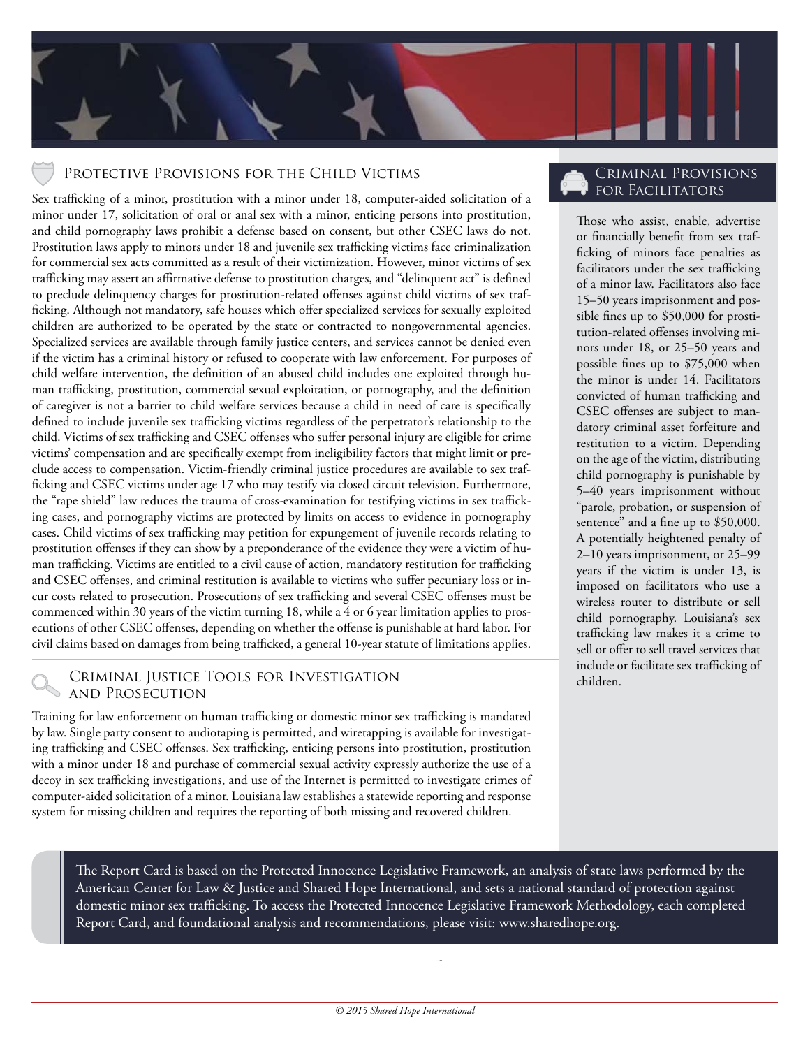## Protective Provisions for the Child Victims

Sex trafficking of a minor, prostitution with a minor under 18, computer-aided solicitation of a minor under 17, solicitation of oral or anal sex with a minor, enticing persons into prostitution, and child pornography laws prohibit a defense based on consent, but other CSEC laws do not. Prostitution laws apply to minors under 18 and juvenile sex trafficking victims face criminalization for commercial sex acts committed as a result of their victimization. However, minor victims of sex trafficking may assert an affirmative defense to prostitution charges, and "delinquent act" is defined to preclude delinquency charges for prostitution-related offenses against child victims of sex trafficking. Although not mandatory, safe houses which offer specialized services for sexually exploited children are authorized to be operated by the state or contracted to nongovernmental agencies. Specialized services are available through family justice centers, and services cannot be denied even if the victim has a criminal history or refused to cooperate with law enforcement. For purposes of child welfare intervention, the definition of an abused child includes one exploited through human trafficking, prostitution, commercial sexual exploitation, or pornography, and the definition of caregiver is not a barrier to child welfare services because a child in need of care is specifically defined to include juvenile sex trafficking victims regardless of the perpetrator's relationship to the child. Victims of sex trafficking and CSEC offenses who suffer personal injury are eligible for crime victims' compensation and are specifically exempt from ineligibility factors that might limit or preclude access to compensation. Victim-friendly criminal justice procedures are available to sex trafficking and CSEC victims under age 17 who may testify via closed circuit television. Furthermore, the "rape shield" law reduces the trauma of cross-examination for testifying victims in sex trafficking cases, and pornography victims are protected by limits on access to evidence in pornography cases. Child victims of sex trafficking may petition for expungement of juvenile records relating to prostitution offenses if they can show by a preponderance of the evidence they were a victim of human trafficking. Victims are entitled to a civil cause of action, mandatory restitution for trafficking and CSEC offenses, and criminal restitution is available to victims who suffer pecuniary loss or incur costs related to prosecution. Prosecutions of sex trafficking and several CSEC offenses must be commenced within 30 years of the victim turning 18, while a 4 or 6 year limitation applies to prosecutions of other CSEC offenses, depending on whether the offense is punishable at hard labor. For civil claims based on damages from being trafficked, a general 10-year statute of limitations applies.

## Criminal Justice Tools for Investigation and Prosecution

Training for law enforcement on human trafficking or domestic minor sex trafficking is mandated by law. Single party consent to audiotaping is permitted, and wiretapping is available for investigating trafficking and CSEC offenses. Sex trafficking, enticing persons into prostitution, prostitution with a minor under 18 and purchase of commercial sexual activity expressly authorize the use of a decoy in sex trafficking investigations, and use of the Internet is permitted to investigate crimes of computer-aided solicitation of a minor. Louisiana law establishes a statewide reporting and response system for missing children and requires the reporting of both missing and recovered children.

## Criminal Provisions for Facilitators

Those who assist, enable, advertise or financially benefit from sex trafficking of minors face penalties as facilitators under the sex trafficking of a minor law. Facilitators also face 15–50 years imprisonment and possible fines up to $50,000 for prostitution-related offenses involving minors under 18, or 25–50 years and possible fines up to $75,000 when the minor is under 14. Facilitators convicted of human trafficking and CSEC offenses are subject to mandatory criminal asset forfeiture and restitution to a victim. Depending on the age of the victim, distributing child pornography is punishable by 5–40 years imprisonment without "parole, probation, or suspension of sentence" and a fine up to $50,000. A potentially heightened penalty of 2–10 years imprisonment, or 25–99 years if the victim is under 13, is imposed on facilitators who use a wireless router to distribute or sell child pornography. Louisiana's sex trafficking law makes it a crime to sell or offer to sell travel services that include or facilitate sex trafficking of children.

The Report Card is based on the Protected Innocence Legislative Framework, an analysis of state laws performed by the American Center for Law & Justice and Shared Hope International, and sets a national standard of protection against domestic minor sex trafficking. To access the Protected Innocence Legislative Framework Methodology, each completed Report Card, and foundational analysis and recommendations, please visit: www.sharedhope.org.

*© 2015 Shared Hope International*